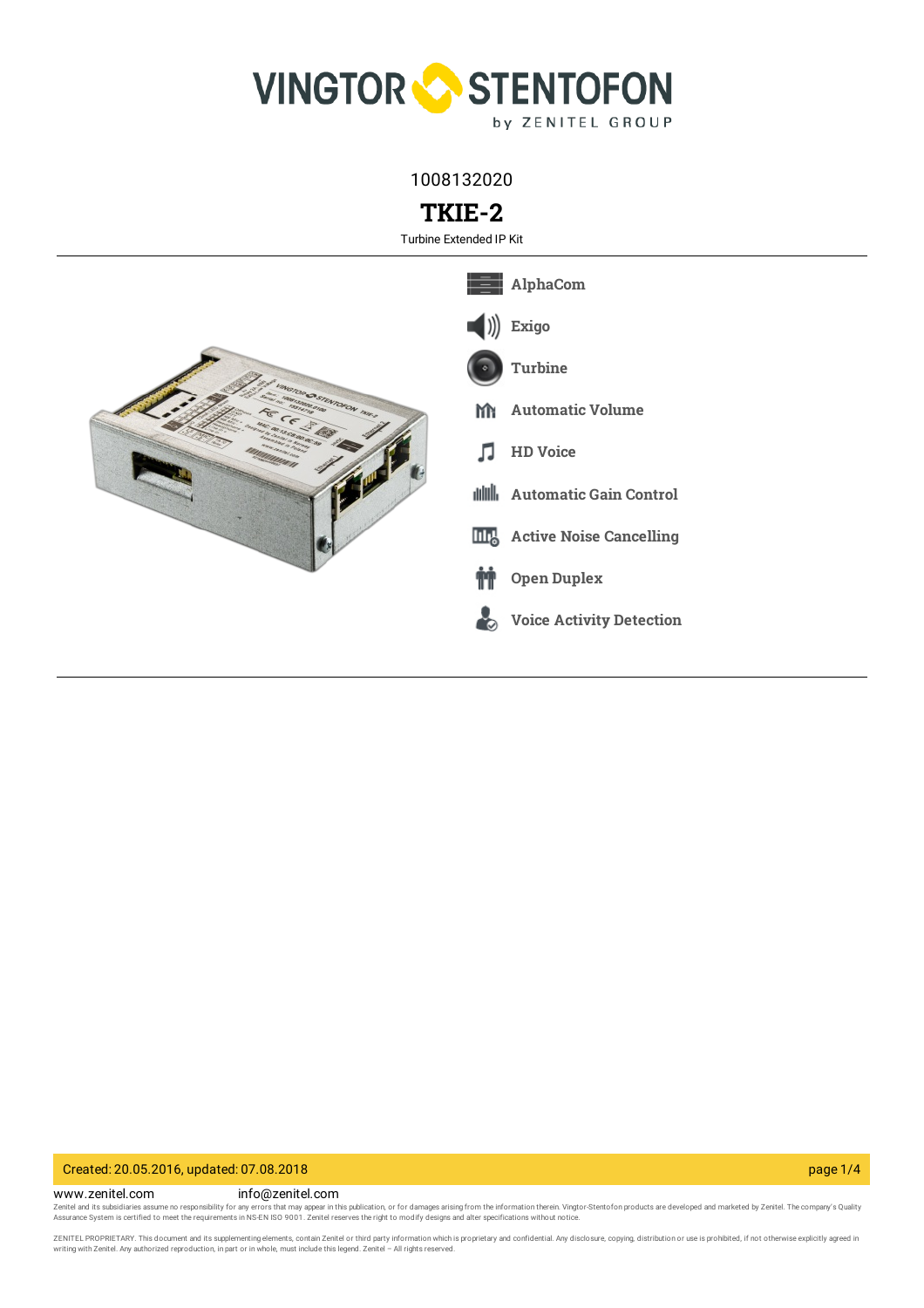1008132020

# TKIE-2

Turbine Extended IP Kit

- AlphaCom
- Exigo
- Turbine
- Automatic Volume
- HD Voice
- Automatic Gain Control
- Active Noise Cancelling
- Open Duplex
- Voice Activity Detection

Created: 20.05.2016, updated: 07.08.2018

www.zenitel.com info@zenitel.com

Zenitel and its subsidiaries assume no responsibility for any errors that may appear in this publication, or for damages arising from the information therein. Vingtor-Stentofon products are developed and marketed by Zenitel. The company's Quality Assurance System is certified to meet the requirements in NS-EN ISO 9001. Zenitel reserves the right to modify designs and alter specifications without notice.

ZENITEL PROPRIETARY. This document and its supplementing elements, contain Zenitel or third party information which is proprietary and confidential. Any disclosure, copying, distribution or use is prohibited, if not otherwise explicitly agreed in writing with Zenitel. Any authorized reproduction, in part or in whole, must include this legend. Zenitel – All rights reserved.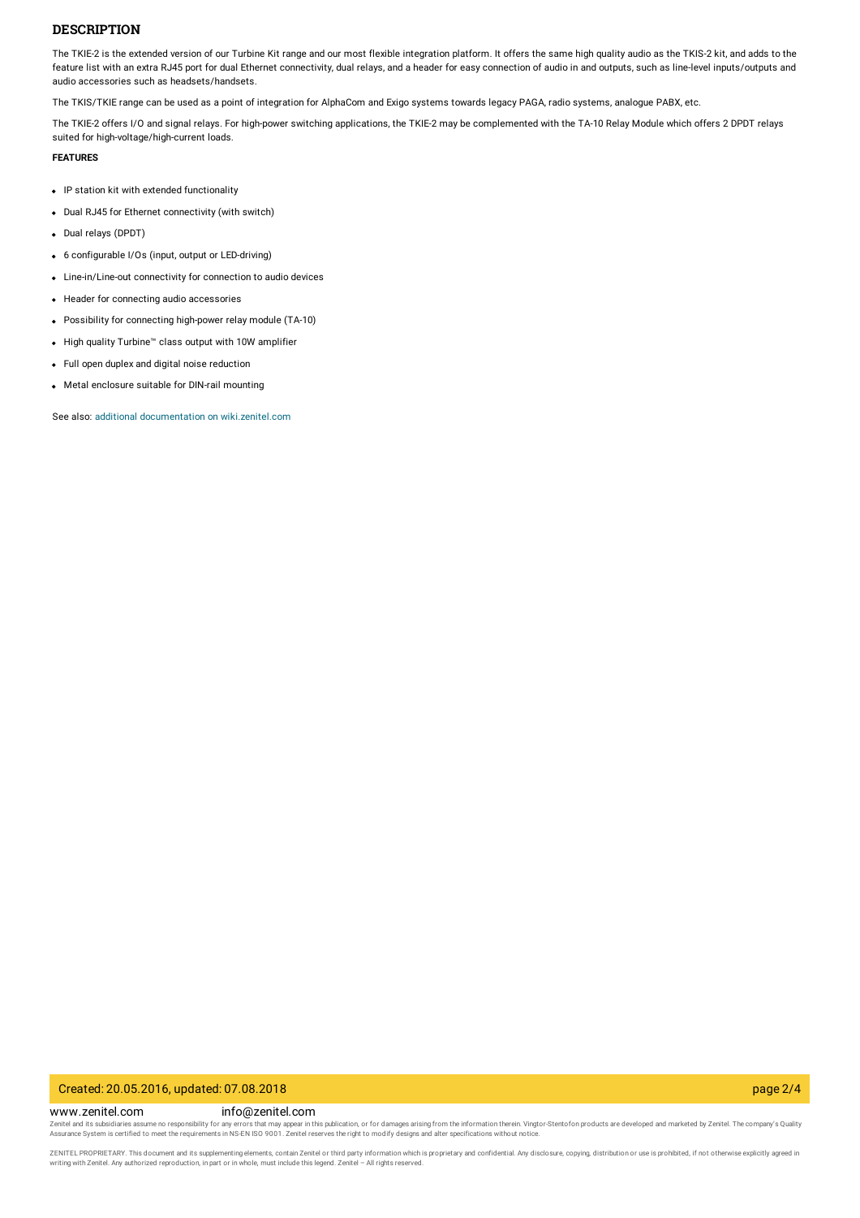## DESCRIPTION

The TKIE-2 is the extended version of our Turbine Kit range and our most flexible integration platform. It offers the same high quality audio as the TKIS-2 kit, and adds to the feature list with an extra RJ45 port for dual Ethernet connectivity, dual relays, and a header for easy connection of audio in and outputs, such as line-level inputs/outputs and audio accessories such as headsets/handsets.

The TKIS/TKIE range can be used as a point of integration for AlphaCom and Exigo systems towards legacy PAGA, radio systems, analogue PABX, etc.

The TKIE-2 offers I/O and signal relays. For high-power switching applications, the TKIE-2 may be complemented with the TA-10 Relay Module which offers 2 DPDT relays suited for high-voltage/high-current loads.

**FEATURES**

- IP station kit with extended functionality
- Dual RJ45 for Ethernet connectivity (with switch)
- Dual relays (DPDT)
- 6 configurable I/Os (input, output or LED-driving)
- Line-in/Line-out connectivity for connection to audio devices
- Header for connecting audio accessories
- Possibility for connecting high-power relay module (TA-10)
- High quality Turbine™ class output with 10W amplifier
- Full open duplex and digital noise reduction
- Metal enclosure suitable for DIN-rail mounting

See also: additional documentation on wiki.zenitel.com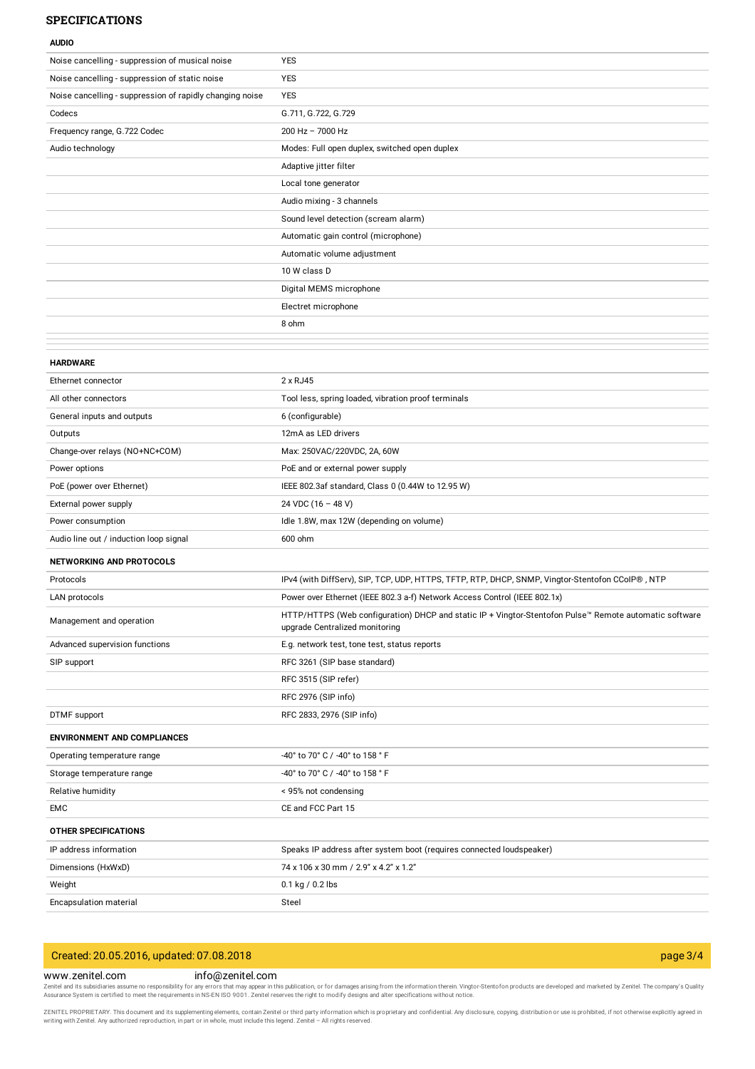## SPECIFICATIONS

### AUDIO

| | |
|---|---|
| Noise cancelling - suppression of musical noise | YES |
| Noise cancelling - suppression of static noise | YES |
| Noise cancelling - suppression of rapidly changing noise | YES |
| Codecs | G.711, G.722, G.729 |
| Frequency range, G.722 Codec | 200 Hz – 7000 Hz |
| Audio technology | Modes: Full open duplex, switched open duplex |
| | Adaptive jitter filter |
| | Local tone generator |
| | Audio mixing - 3 channels |
| | Sound level detection (scream alarm) |
| | Automatic gain control (microphone) |
| | Automatic volume adjustment |
| | 10 W class D |
| | Digital MEMS microphone |
| | Electret microphone |
| | 8 ohm |

### HARDWARE

| | |
|---|---|
| Ethernet connector | 2 x RJ45 |
| All other connectors | Tool less, spring loaded, vibration proof terminals |
| General inputs and outputs | 6 (configurable) |
| Outputs | 12mA as LED drivers |
| Change-over relays (NO+NC+COM) | Max: 250VAC/220VDC, 2A, 60W |
| Power options | PoE and or external power supply |
| PoE (power over Ethernet) | IEEE 802.3af standard, Class 0 (0.44W to 12.95 W) |
| External power supply | 24 VDC (16 – 48 V) |
| Power consumption | Idle 1.8W, max 12W (depending on volume) |
| Audio line out / induction loop signal | 600 ohm |

### NETWORKING AND PROTOCOLS

| | |
|---|---|
| Protocols | IPv4 (with DiffServ), SIP, TCP, UDP, HTTPS, TFTP, RTP, DHCP, SNMP, Vingtor-Stentofon CCoIP® , NTP |
| LAN protocols | Power over Ethernet (IEEE 802.3 a-f) Network Access Control (IEEE 802.1x) |
| Management and operation | HTTP/HTTPS (Web configuration) DHCP and static IP + Vingtor-Stentofon Pulse™ Remote automatic software upgrade Centralized monitoring |
| Advanced supervision functions | E.g. network test, tone test, status reports |
| SIP support | RFC 3261 (SIP base standard) |
| | RFC 3515 (SIP refer) |
| | RFC 2976 (SIP info) |
| DTMF support | RFC 2833, 2976 (SIP info) |

### ENVIRONMENT AND COMPLIANCES

| | |
|---|---|
| Operating temperature range | -40° to 70° C / -40° to 158 ° F |
| Storage temperature range | -40° to 70° C / -40° to 158 ° F |
| Relative humidity | < 95% not condensing |
| EMC | CE and FCC Part 15 |

### OTHER SPECIFICATIONS

| | |
|---|---|
| IP address information | Speaks IP address after system boot (requires connected loudspeaker) |
| Dimensions (HxWxD) | 74 x 106 x 30 mm / 2.9" x 4.2" x 1.2" |
| Weight | 0.1 kg / 0.2 lbs |
| Encapsulation material | Steel |

Created: 20.05.2016, updated: 07.08.2018

www.zenitel.com info@zenitel.com

Zenitel and its subsidiaries assume no responsibility for any errors that may appear in this publication, or for damages arising from the information therein. Vingtor-Stentofon products are developed and marketed by Zenitel. The company's Quality Assurance System is certified to meet the requirements in NS-EN ISO 9001. Zenitel reserves the right to modify designs and alter specifications without notice.

ZENITEL PROPRIETARY. This document and its supplementing elements, contain Zenitel or third party information which is proprietary and confidential. Any disclosure, copying, distribution or use is prohibited, if not otherwise explicitly agreed in writing with Zenitel. Any authorized reproduction, in part or in whole, must include this legend. Zenitel – All rights reserved.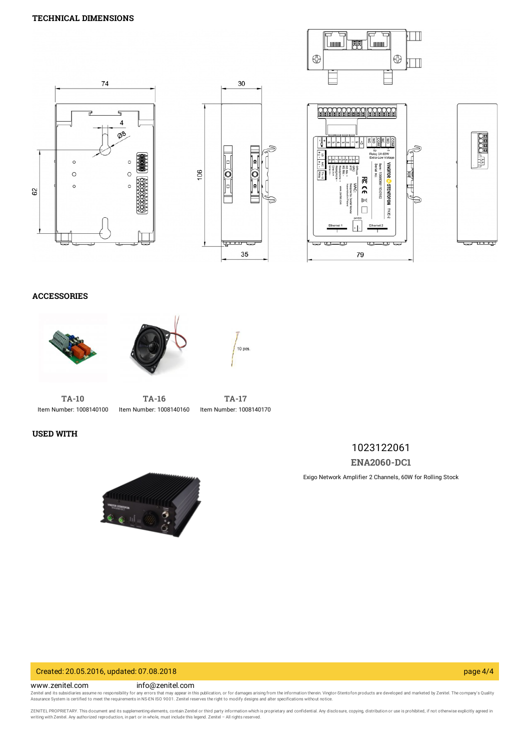## TECHNICAL DIMENSIONS

74

4

Ø8

62

30

106

35

79

## ACCESSORIES

10 pcs.

**TA-10**
Item Number: 1008140100

**TA-16**
Item Number: 1008140160

**TA-17**
Item Number: 1008140170

## USED WITH

1023122061

**ENA2060-DC1**

Exigo Network Amplifier 2 Channels, 60W for Rolling Stock

Created: 20.05.2016, updated: 07.08.2018

www.zenitel.com info@zenitel.com

Zenitel and its subsidiaries assume no responsibility for any errors that may appear in this publication, or for damages arising from the information therein. Vingtor-Stentofon products are developed and marketed by Zenitel. The company's Quality Assurance System is certified to meet the requirements in NS-EN ISO 9001. Zenitel reserves the right to modify designs and alter specifications without notice.

ZENITEL PROPRIETARY. This document and its supplementing elements, contain Zenitel or third party information which is proprietary and confidential. Any disclosure, copying, distribution or use is prohibited, if not otherwise explicitly agreed in writing with Zenitel. Any authorized reproduction, in part or in whole, must include this legend. Zenitel – All rights reserved.